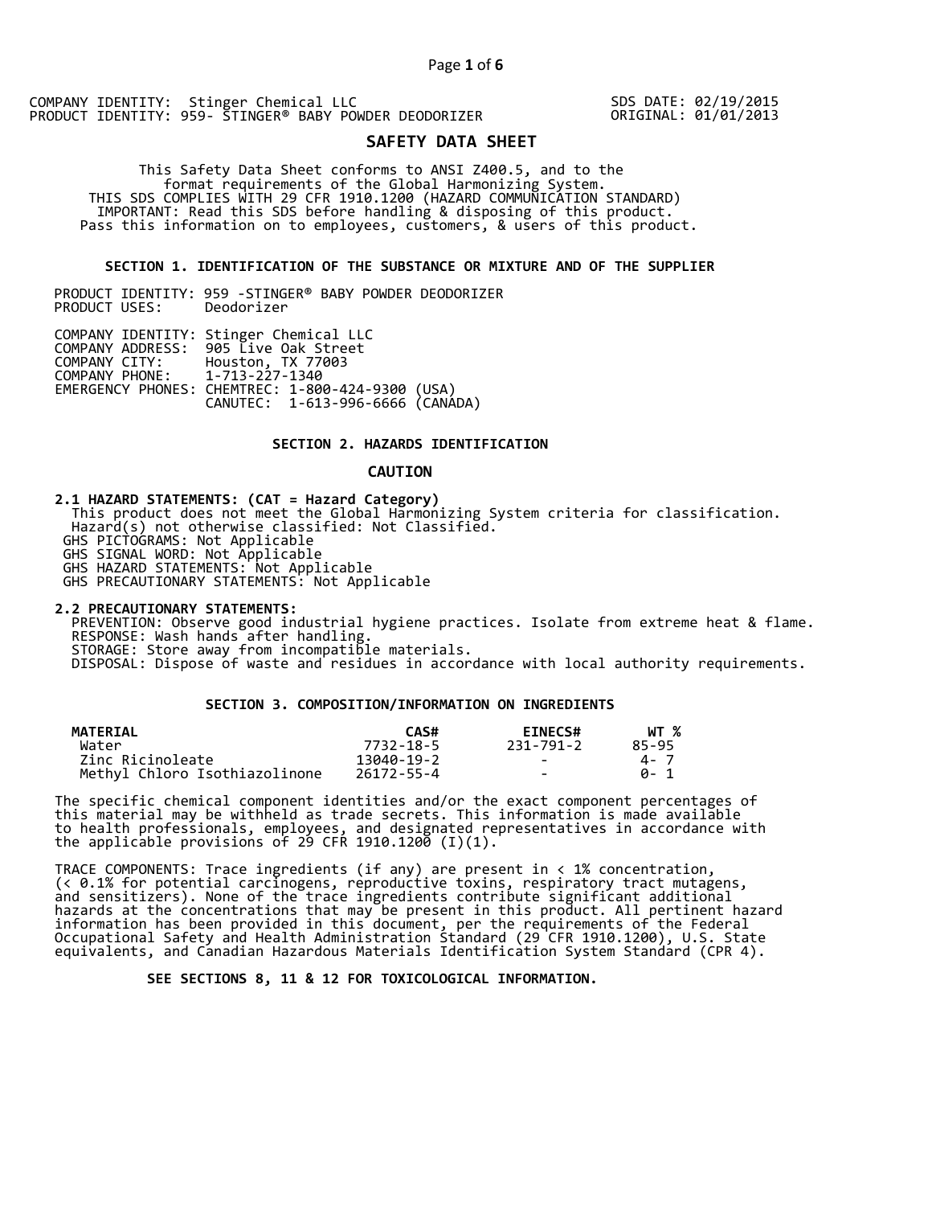COMPANY IDENTITY: Stinger Chemical LLC
PRODUCT IDENTITY: 959- STINGER® BABY POWDER DEODORIZER

SDS DATE: 02/19/2015
ORIGINAL: 01/01/2013

# SAFETY DATA SHEET

This Safety Data Sheet conforms to ANSI Z400.5, and to the format requirements of the Global Harmonizing System.
THIS SDS COMPLIES WITH 29 CFR 1910.1200 (HAZARD COMMUNICATION STANDARD)
IMPORTANT: Read this SDS before handling & disposing of this product.
Pass this information on to employees, customers, & users of this product.

## SECTION 1. IDENTIFICATION OF THE SUBSTANCE OR MIXTURE AND OF THE SUPPLIER

PRODUCT IDENTITY: 959 -STINGER® BABY POWDER DEODORIZER
PRODUCT USES: Deodorizer

COMPANY IDENTITY: Stinger Chemical LLC
COMPANY ADDRESS: 905 Live Oak Street
COMPANY CITY: Houston, TX 77003
COMPANY PHONE: 1-713-227-1340
EMERGENCY PHONES: CHEMTREC: 1-800-424-9300 (USA)
CANUTEC: 1-613-996-6666 (CANADA)

## SECTION 2. HAZARDS IDENTIFICATION

**CAUTION**

**2.1 HAZARD STATEMENTS: (CAT = Hazard Category)**
This product does not meet the Global Harmonizing System criteria for classification.
Hazard(s) not otherwise classified: Not Classified.
GHS PICTOGRAMS: Not Applicable
GHS SIGNAL WORD: Not Applicable
GHS HAZARD STATEMENTS: Not Applicable
GHS PRECAUTIONARY STATEMENTS: Not Applicable

**2.2 PRECAUTIONARY STATEMENTS:**
PREVENTION: Observe good industrial hygiene practices. Isolate from extreme heat & flame.
RESPONSE: Wash hands after handling.
STORAGE: Store away from incompatible materials.
DISPOSAL: Dispose of waste and residues in accordance with local authority requirements.

## SECTION 3. COMPOSITION/INFORMATION ON INGREDIENTS

| MATERIAL | CAS# | EINECS# | WT % |
|---|---|---|---|
| Water | 7732-18-5 | 231-791-2 | 85-95 |
| Zinc Ricinoleate | 13040-19-2 | - | 4- 7 |
| Methyl Chloro Isothiazolinone | 26172-55-4 | - | 0- 1 |

The specific chemical component identities and/or the exact component percentages of this material may be withheld as trade secrets. This information is made available to health professionals, employees, and designated representatives in accordance with the applicable provisions of 29 CFR 1910.1200 (I)(1).

TRACE COMPONENTS: Trace ingredients (if any) are present in < 1% concentration, (< 0.1% for potential carcinogens, reproductive toxins, respiratory tract mutagens, and sensitizers). None of the trace ingredients contribute significant additional hazards at the concentrations that may be present in this product. All pertinent hazard information has been provided in this document, per the requirements of the Federal Occupational Safety and Health Administration Standard (29 CFR 1910.1200), U.S. State equivalents, and Canadian Hazardous Materials Identification System Standard (CPR 4).

**SEE SECTIONS 8, 11 & 12 FOR TOXICOLOGICAL INFORMATION.**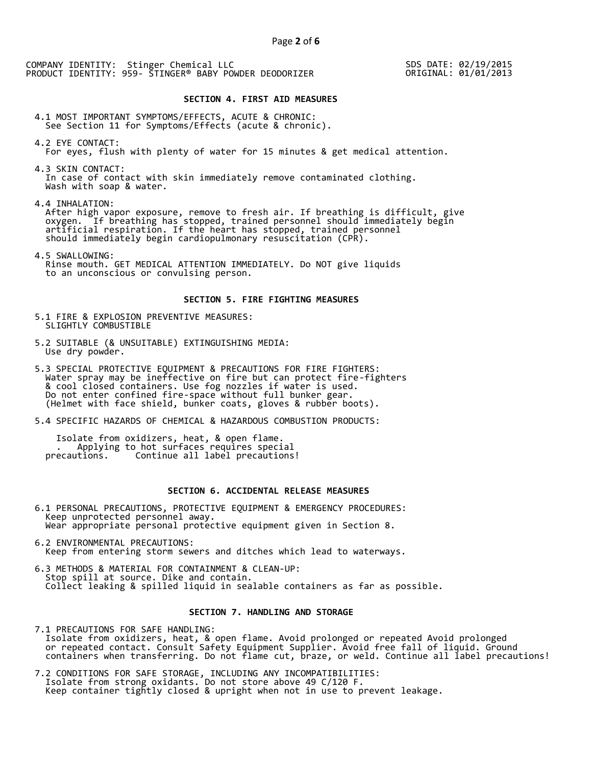COMPANY IDENTITY: Stinger Chemical LLC
PRODUCT IDENTITY: 959- STINGER® BABY POWDER DEODORIZER

SDS DATE: 02/19/2015
ORIGINAL: 01/01/2013

## SECTION 4. FIRST AID MEASURES

4.1 MOST IMPORTANT SYMPTOMS/EFFECTS, ACUTE & CHRONIC:
See Section 11 for Symptoms/Effects (acute & chronic).

4.2 EYE CONTACT:
For eyes, flush with plenty of water for 15 minutes & get medical attention.

4.3 SKIN CONTACT:
In case of contact with skin immediately remove contaminated clothing.
Wash with soap & water.

4.4 INHALATION:
After high vapor exposure, remove to fresh air. If breathing is difficult, give oxygen. If breathing has stopped, trained personnel should immediately begin artificial respiration. If the heart has stopped, trained personnel should immediately begin cardiopulmonary resuscitation (CPR).

4.5 SWALLOWING:
Rinse mouth. GET MEDICAL ATTENTION IMMEDIATELY. Do NOT give liquids to an unconscious or convulsing person.

## SECTION 5. FIRE FIGHTING MEASURES

5.1 FIRE & EXPLOSION PREVENTIVE MEASURES:
SLIGHTLY COMBUSTIBLE

5.2 SUITABLE (& UNSUITABLE) EXTINGUISHING MEDIA:
Use dry powder.

5.3 SPECIAL PROTECTIVE EQUIPMENT & PRECAUTIONS FOR FIRE FIGHTERS:
Water spray may be ineffective on fire but can protect fire-fighters & cool closed containers. Use fog nozzles if water is used.
Do not enter confined fire-space without full bunker gear.
(Helmet with face shield, bunker coats, gloves & rubber boots).

5.4 SPECIFIC HAZARDS OF CHEMICAL & HAZARDOUS COMBUSTION PRODUCTS:

Isolate from oxidizers, heat, & open flame.
. Applying to hot surfaces requires special precautions. Continue all label precautions!

## SECTION 6. ACCIDENTAL RELEASE MEASURES

6.1 PERSONAL PRECAUTIONS, PROTECTIVE EQUIPMENT & EMERGENCY PROCEDURES:
Keep unprotected personnel away.
Wear appropriate personal protective equipment given in Section 8.

6.2 ENVIRONMENTAL PRECAUTIONS:
Keep from entering storm sewers and ditches which lead to waterways.

6.3 METHODS & MATERIAL FOR CONTAINMENT & CLEAN-UP:
Stop spill at source. Dike and contain.
Collect leaking & spilled liquid in sealable containers as far as possible.

## SECTION 7. HANDLING AND STORAGE

7.1 PRECAUTIONS FOR SAFE HANDLING:
Isolate from oxidizers, heat, & open flame. Avoid prolonged or repeated Avoid prolonged or repeated contact. Consult Safety Equipment Supplier. Avoid free fall of liquid. Ground containers when transferring. Do not flame cut, braze, or weld. Continue all label precautions!

7.2 CONDITIONS FOR SAFE STORAGE, INCLUDING ANY INCOMPATIBILITIES:
Isolate from strong oxidants. Do not store above 49 C/120 F.
Keep container tightly closed & upright when not in use to prevent leakage.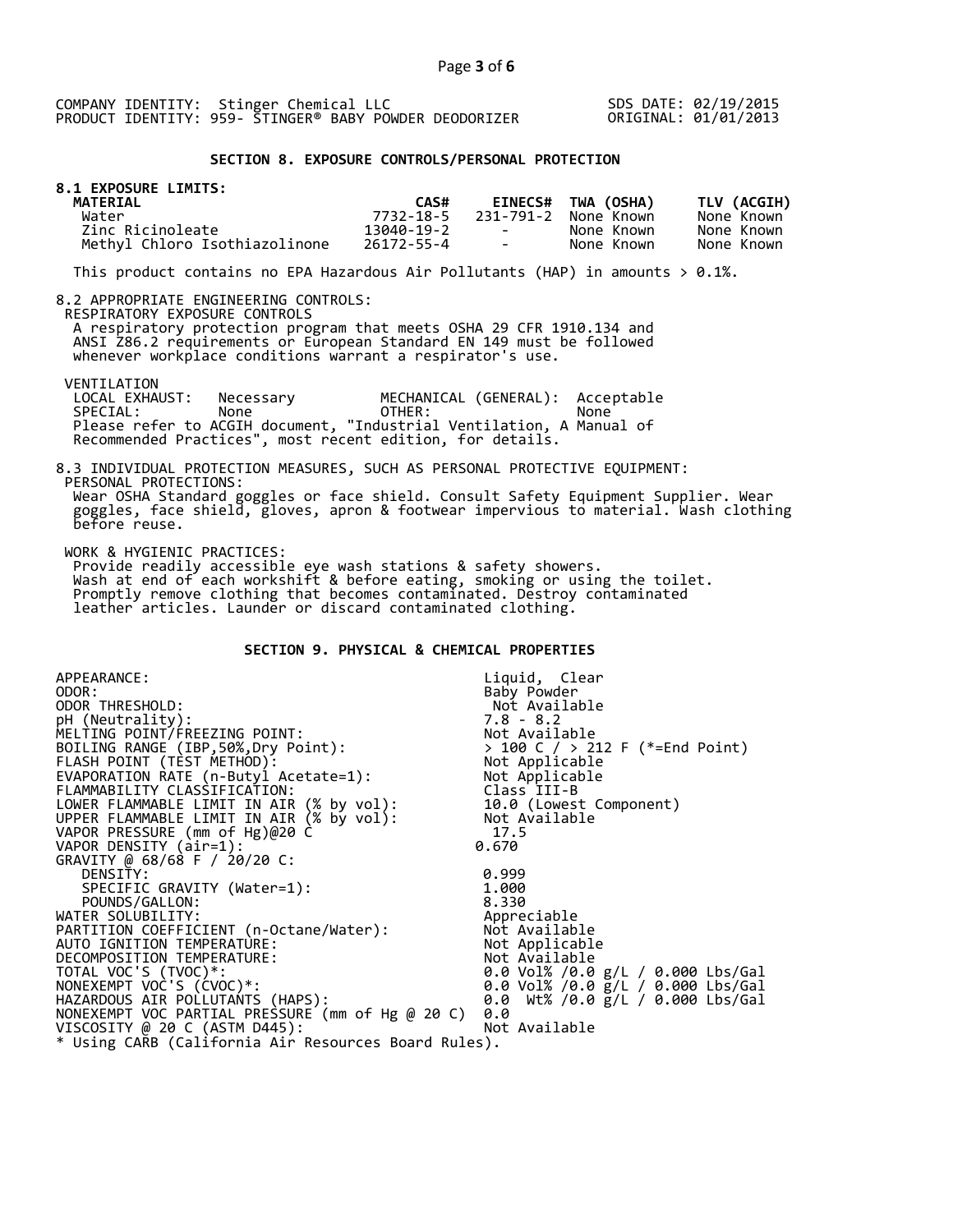COMPANY IDENTITY: Stinger Chemical LLC
PRODUCT IDENTITY: 959- STINGER® BABY POWDER DEODORIZER

SDS DATE: 02/19/2015
ORIGINAL: 01/01/2013

## SECTION 8. EXPOSURE CONTROLS/PERSONAL PROTECTION

### 8.1 EXPOSURE LIMITS:

| MATERIAL | CAS# | EINECS# | TWA (OSHA) | TLV (ACGIH) |
|---|---|---|---|---|
| Water | 7732-18-5 | 231-791-2 | None Known | None Known |
| Zinc Ricinoleate | 13040-19-2 | - | None Known | None Known |
| Methyl Chloro Isothiazolinone | 26172-55-4 | - | None Known | None Known |

This product contains no EPA Hazardous Air Pollutants (HAP) in amounts > 0.1%.

8.2 APPROPRIATE ENGINEERING CONTROLS:

RESPIRATORY EXPOSURE CONTROLS

A respiratory protection program that meets OSHA 29 CFR 1910.134 and ANSI Z86.2 requirements or European Standard EN 149 must be followed whenever workplace conditions warrant a respirator's use.

VENTILATION

LOCAL EXHAUST: Necessary MECHANICAL (GENERAL): Acceptable
SPECIAL: None OTHER: None

Please refer to ACGIH document, "Industrial Ventilation, A Manual of Recommended Practices", most recent edition, for details.

8.3 INDIVIDUAL PROTECTION MEASURES, SUCH AS PERSONAL PROTECTIVE EQUIPMENT:

PERSONAL PROTECTIONS:

Wear OSHA Standard goggles or face shield. Consult Safety Equipment Supplier. Wear goggles, face shield, gloves, apron & footwear impervious to material. Wash clothing before reuse.

WORK & HYGIENIC PRACTICES:

Provide readily accessible eye wash stations & safety showers.
Wash at end of each workshift & before eating, smoking or using the toilet.
Promptly remove clothing that becomes contaminated. Destroy contaminated leather articles. Launder or discard contaminated clothing.

## SECTION 9. PHYSICAL & CHEMICAL PROPERTIES

| | |
|---|---|
| APPEARANCE: | Liquid, Clear |
| ODOR: | Baby Powder |
| ODOR THRESHOLD: | Not Available |
| pH (Neutrality): | 7.8 - 8.2 |
| MELTING POINT/FREEZING POINT: | Not Available |
| BOILING RANGE (IBP,50%,Dry Point): | > 100 C / > 212 F (*=End Point) |
| FLASH POINT (TEST METHOD): | Not Applicable |
| EVAPORATION RATE (n-Butyl Acetate=1): | Not Applicable |
| FLAMMABILITY CLASSIFICATION: | Class III-B |
| LOWER FLAMMABLE LIMIT IN AIR (% by vol): | 10.0 (Lowest Component) |
| UPPER FLAMMABLE LIMIT IN AIR (% by vol): | Not Available |
| VAPOR PRESSURE (mm of Hg)@20 C | 17.5 |
| VAPOR DENSITY (air=1): | 0.670 |
| GRAVITY @ 68/68 F / 20/20 C: | |
| DENSITY: | 0.999 |
| SPECIFIC GRAVITY (Water=1): | 1.000 |
| POUNDS/GALLON: | 8.330 |
| WATER SOLUBILITY: | Appreciable |
| PARTITION COEFFICIENT (n-Octane/Water): | Not Available |
| AUTO IGNITION TEMPERATURE: | Not Applicable |
| DECOMPOSITION TEMPERATURE: | Not Available |
| TOTAL VOC'S (TVOC)*: | 0.0 Vol% /0.0 g/L / 0.000 Lbs/Gal |
| NONEXEMPT VOC'S (CVOC)*: | 0.0 Vol% /0.0 g/L / 0.000 Lbs/Gal |
| HAZARDOUS AIR POLLUTANTS (HAPS): | 0.0 Wt% /0.0 g/L / 0.000 Lbs/Gal |
| NONEXEMPT VOC PARTIAL PRESSURE (mm of Hg @ 20 C) | 0.0 |
| VISCOSITY @ 20 C (ASTM D445): | Not Available |

* Using CARB (California Air Resources Board Rules).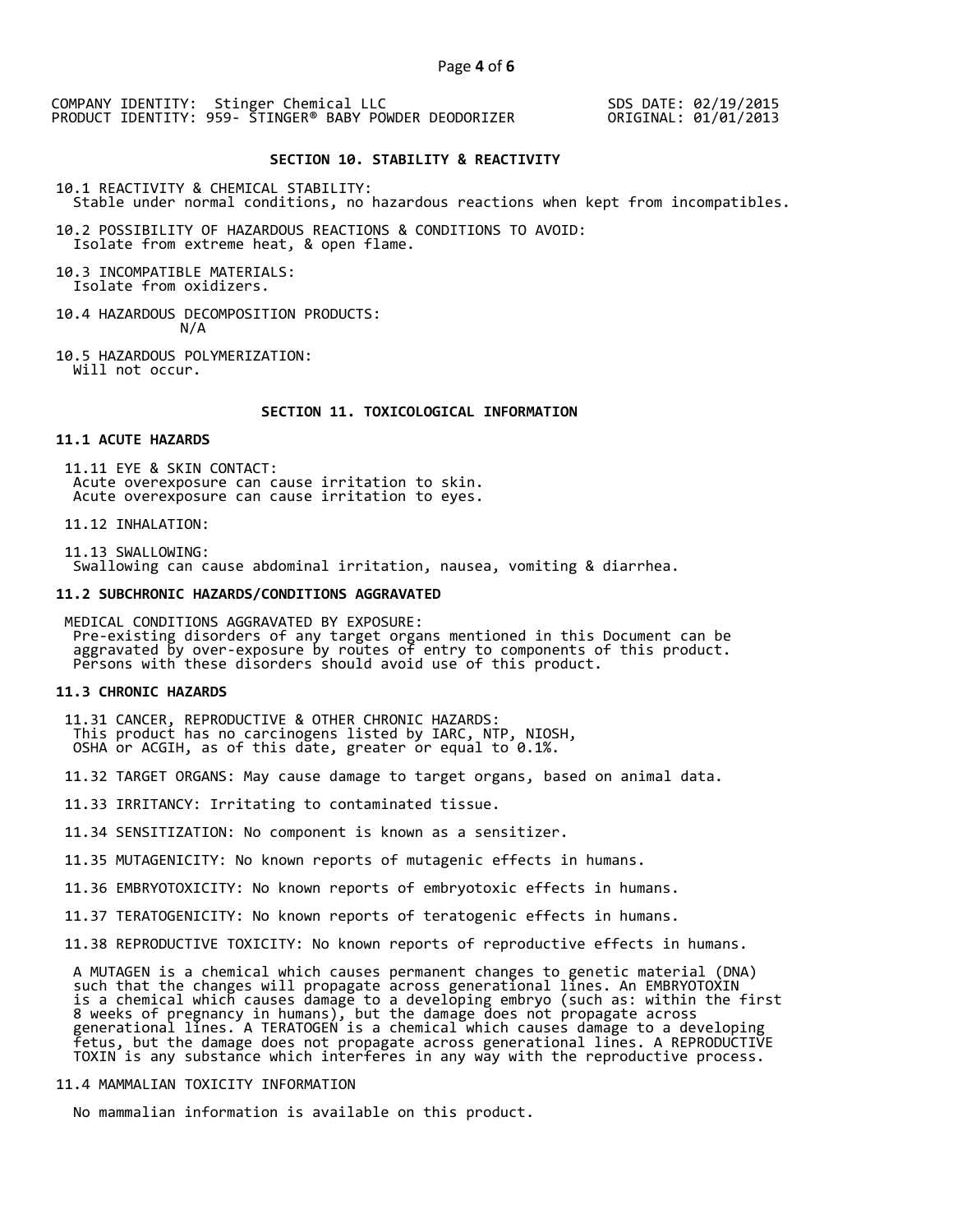## SECTION 10. STABILITY & REACTIVITY

10.1 REACTIVITY & CHEMICAL STABILITY:
Stable under normal conditions, no hazardous reactions when kept from incompatibles.

10.2 POSSIBILITY OF HAZARDOUS REACTIONS & CONDITIONS TO AVOID:
Isolate from extreme heat, & open flame.

10.3 INCOMPATIBLE MATERIALS:
Isolate from oxidizers.

10.4 HAZARDOUS DECOMPOSITION PRODUCTS:
N/A

10.5 HAZARDOUS POLYMERIZATION:
Will not occur.

## SECTION 11. TOXICOLOGICAL INFORMATION

### 11.1 ACUTE HAZARDS

11.11 EYE & SKIN CONTACT:
Acute overexposure can cause irritation to skin.
Acute overexposure can cause irritation to eyes.

11.12 INHALATION:

11.13 SWALLOWING:
Swallowing can cause abdominal irritation, nausea, vomiting & diarrhea.

### 11.2 SUBCHRONIC HAZARDS/CONDITIONS AGGRAVATED

MEDICAL CONDITIONS AGGRAVATED BY EXPOSURE:
Pre-existing disorders of any target organs mentioned in this Document can be aggravated by over-exposure by routes of entry to components of this product. Persons with these disorders should avoid use of this product.

### 11.3 CHRONIC HAZARDS

11.31 CANCER, REPRODUCTIVE & OTHER CHRONIC HAZARDS:
This product has no carcinogens listed by IARC, NTP, NIOSH, OSHA or ACGIH, as of this date, greater or equal to 0.1%.

11.32 TARGET ORGANS: May cause damage to target organs, based on animal data.

11.33 IRRITANCY: Irritating to contaminated tissue.

11.34 SENSITIZATION: No component is known as a sensitizer.

11.35 MUTAGENICITY: No known reports of mutagenic effects in humans.

11.36 EMBRYOTOXICITY: No known reports of embryotoxic effects in humans.

11.37 TERATOGENICITY: No known reports of teratogenic effects in humans.

11.38 REPRODUCTIVE TOXICITY: No known reports of reproductive effects in humans.

A MUTAGEN is a chemical which causes permanent changes to genetic material (DNA) such that the changes will propagate across generational lines. An EMBRYOTOXIN is a chemical which causes damage to a developing embryo (such as: within the first 8 weeks of pregnancy in humans), but the damage does not propagate across generational lines. A TERATOGEN is a chemical which causes damage to a developing fetus, but the damage does not propagate across generational lines. A REPRODUCTIVE TOXIN is any substance which interferes in any way with the reproductive process.

### 11.4 MAMMALIAN TOXICITY INFORMATION

No mammalian information is available on this product.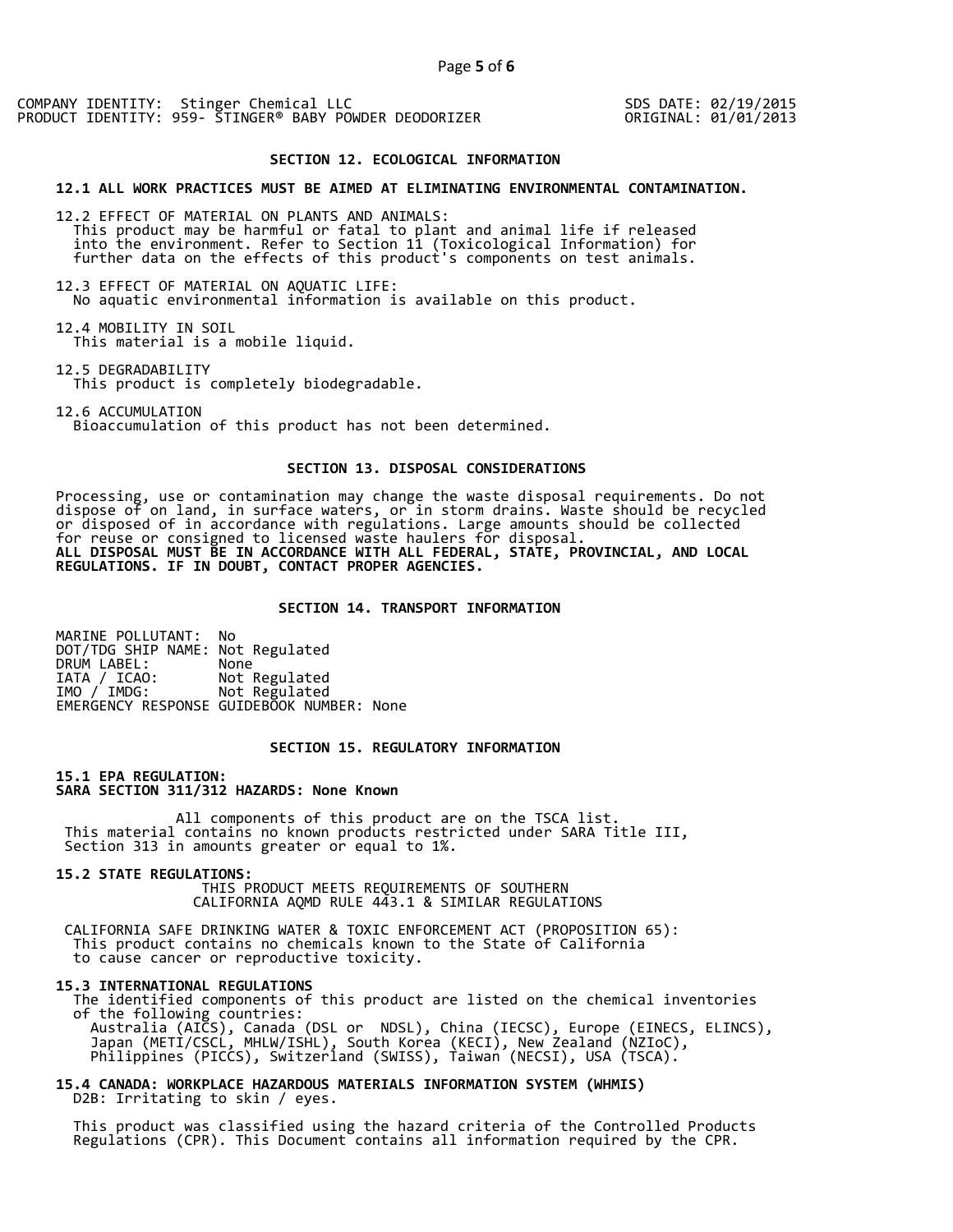COMPANY IDENTITY: Stinger Chemical LLC
PRODUCT IDENTITY: 959- STINGER® BABY POWDER DEODORIZER

SDS DATE: 02/19/2015
ORIGINAL: 01/01/2013

## SECTION 12. ECOLOGICAL INFORMATION

**12.1 ALL WORK PRACTICES MUST BE AIMED AT ELIMINATING ENVIRONMENTAL CONTAMINATION.**

12.2 EFFECT OF MATERIAL ON PLANTS AND ANIMALS:
This product may be harmful or fatal to plant and animal life if released into the environment. Refer to Section 11 (Toxicological Information) for further data on the effects of this product's components on test animals.

12.3 EFFECT OF MATERIAL ON AQUATIC LIFE:
No aquatic environmental information is available on this product.

12.4 MOBILITY IN SOIL
This material is a mobile liquid.

12.5 DEGRADABILITY
This product is completely biodegradable.

12.6 ACCUMULATION
Bioaccumulation of this product has not been determined.

## SECTION 13. DISPOSAL CONSIDERATIONS

Processing, use or contamination may change the waste disposal requirements. Do not dispose of on land, in surface waters, or in storm drains. Waste should be recycled or disposed of in accordance with regulations. Large amounts should be collected for reuse or consigned to licensed waste haulers for disposal.
**ALL DISPOSAL MUST BE IN ACCORDANCE WITH ALL FEDERAL, STATE, PROVINCIAL, AND LOCAL REGULATIONS. IF IN DOUBT, CONTACT PROPER AGENCIES.**

## SECTION 14. TRANSPORT INFORMATION

MARINE POLLUTANT: No
DOT/TDG SHIP NAME: Not Regulated
DRUM LABEL: None
IATA / ICAO: Not Regulated
IMO / IMDG: Not Regulated
EMERGENCY RESPONSE GUIDEBOOK NUMBER: None

## SECTION 15. REGULATORY INFORMATION

**15.1 EPA REGULATION:**
**SARA SECTION 311/312 HAZARDS: None Known**

All components of this product are on the TSCA list.
This material contains no known products restricted under SARA Title III, Section 313 in amounts greater or equal to 1%.

**15.2 STATE REGULATIONS:**
THIS PRODUCT MEETS REQUIREMENTS OF SOUTHERN CALIFORNIA AQMD RULE 443.1 & SIMILAR REGULATIONS

CALIFORNIA SAFE DRINKING WATER & TOXIC ENFORCEMENT ACT (PROPOSITION 65):
This product contains no chemicals known to the State of California to cause cancer or reproductive toxicity.

**15.3 INTERNATIONAL REGULATIONS**
The identified components of this product are listed on the chemical inventories of the following countries:
Australia (AICS), Canada (DSL or NDSL), China (IECSC), Europe (EINECS, ELINCS), Japan (METI/CSCL, MHLW/ISHL), South Korea (KECI), New Zealand (NZIoC), Philippines (PICCS), Switzerland (SWISS), Taiwan (NECSI), USA (TSCA).

**15.4 CANADA: WORKPLACE HAZARDOUS MATERIALS INFORMATION SYSTEM (WHMIS)**
D2B: Irritating to skin / eyes.

This product was classified using the hazard criteria of the Controlled Products Regulations (CPR). This Document contains all information required by the CPR.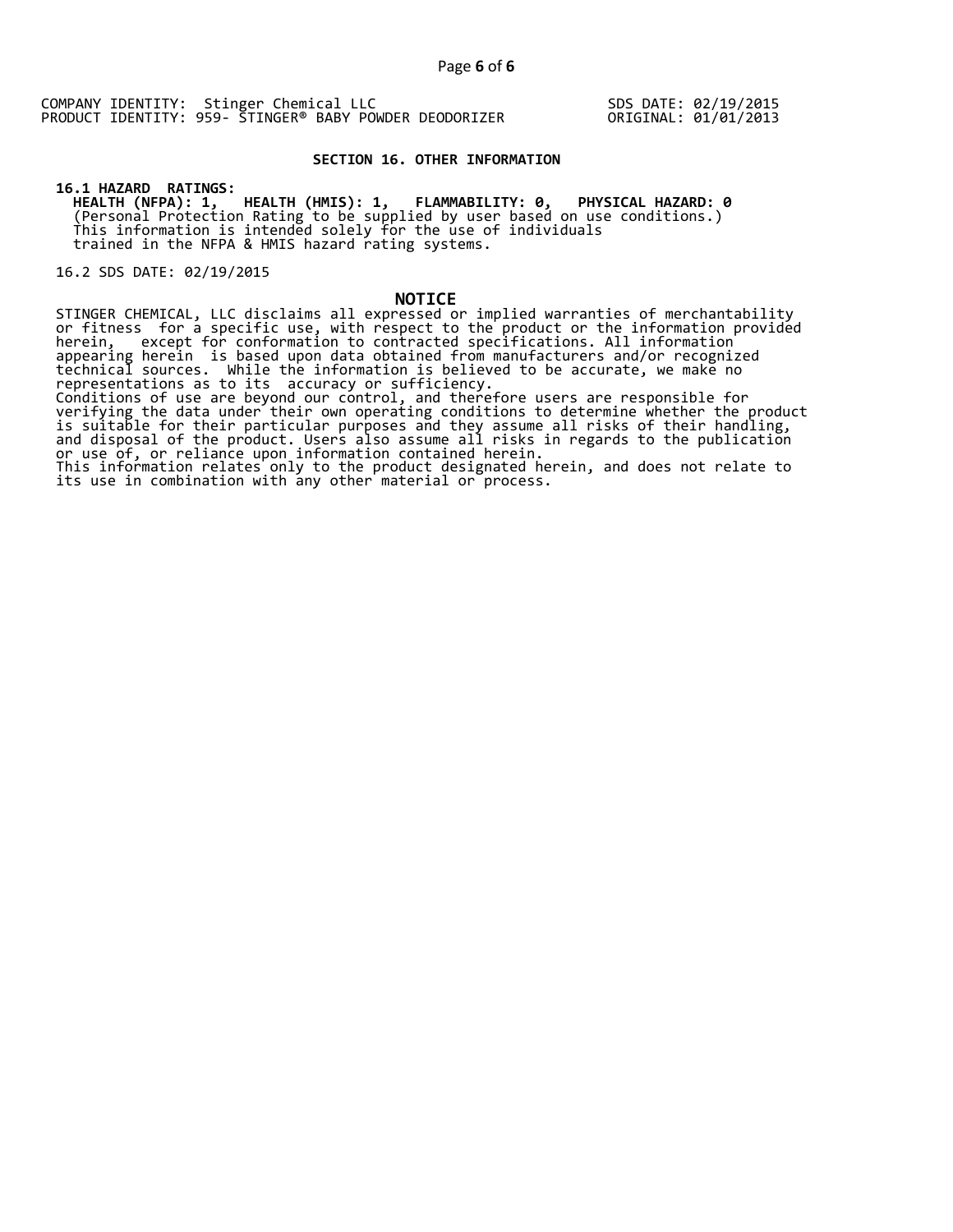## SECTION 16. OTHER INFORMATION

**16.1 HAZARD RATINGS:**

**HEALTH (NFPA): 1, HEALTH (HMIS): 1, FLAMMABILITY: 0, PHYSICAL HAZARD: 0**

(Personal Protection Rating to be supplied by user based on use conditions.)
This information is intended solely for the use of individuals trained in the NFPA & HMIS hazard rating systems.

16.2 SDS DATE: 02/19/2015

**NOTICE**

STINGER CHEMICAL, LLC disclaims all expressed or implied warranties of merchantability or fitness for a specific use, with respect to the product or the information provided herein, except for conformation to contracted specifications. All information appearing herein is based upon data obtained from manufacturers and/or recognized technical sources. While the information is believed to be accurate, we make no representations as to its accuracy or sufficiency.
Conditions of use are beyond our control, and therefore users are responsible for verifying the data under their own operating conditions to determine whether the product is suitable for their particular purposes and they assume all risks of their handling, and disposal of the product. Users also assume all risks in regards to the publication or use of, or reliance upon information contained herein.
This information relates only to the product designated herein, and does not relate to its use in combination with any other material or process.